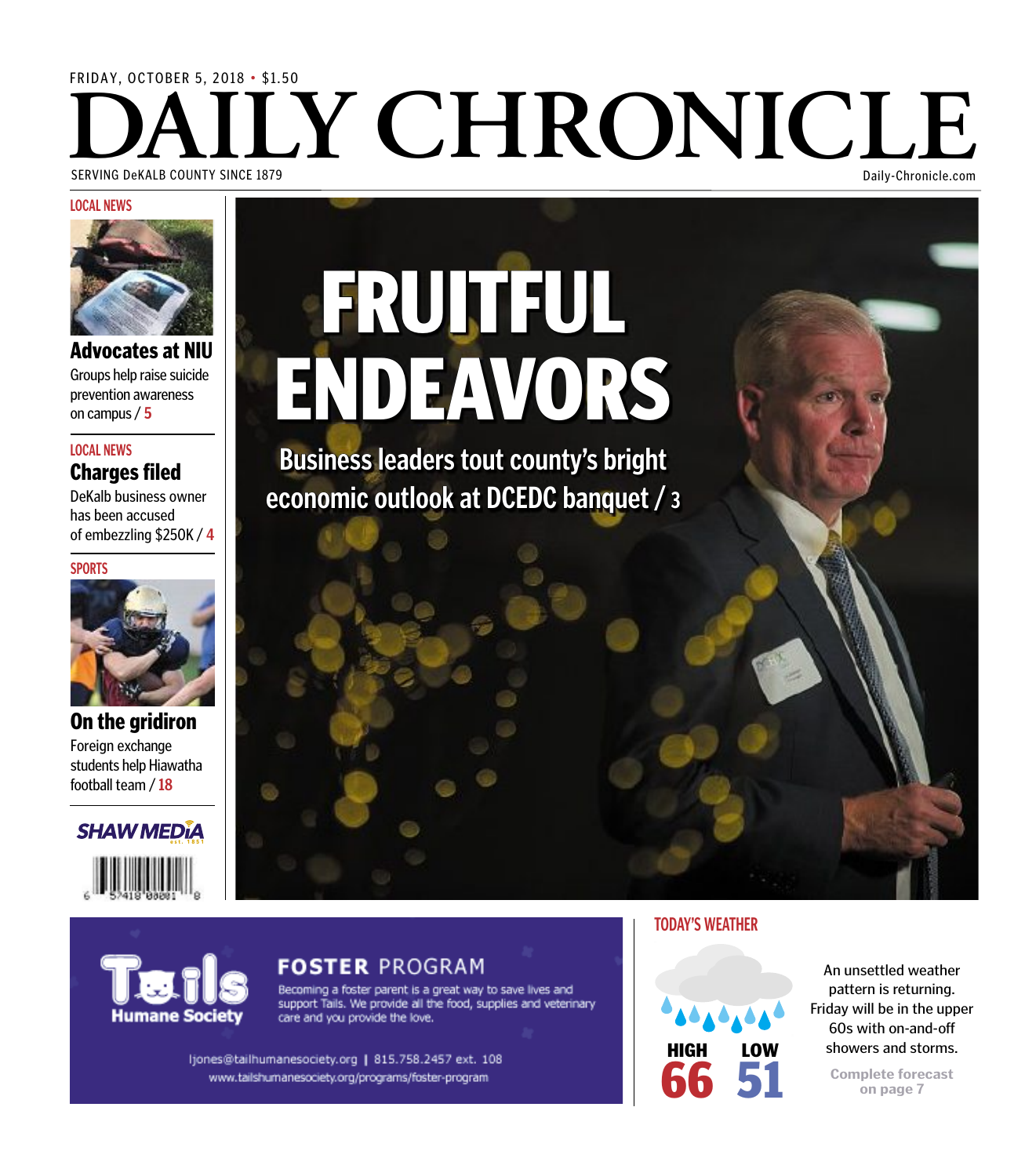FRIDAY, OCTOBER 5, 2018 • $1.50

# DAILY CHRONICLE

SERVING DeKALB COUNTY SINCE 1879

Daily-Chronicle.com

LOCAL NEWS

## Advocates at NIU

Groups help raise suicide prevention awareness on campus / 5

LOCAL NEWS

## Charges filed

DeKalb business owner has been accused of embezzling $250K / 4

SPORTS

## On the gridiron

Foreign exchange students help Hiawatha football team / 18

# FRUITFUL ENDEAVORS

## Business leaders tout county's bright economic outlook at DCEDC banquet / 3

SHAW MEDIA

**Tails Humane Society**

**FOSTER PROGRAM**

Becoming a foster parent is a great way to save lives and support Tails. We provide all the food, supplies and veterinary care and you provide the love.

ljones@tailhumanesociety.org | 815.758.2457 ext. 108

www.tailshumanesociety.org/programs/foster-program

TODAY'S WEATHER

HIGH 66 LOW 51

An unsettled weather pattern is returning. Friday will be in the upper 60s with on-and-off showers and storms.

Complete forecast on page 7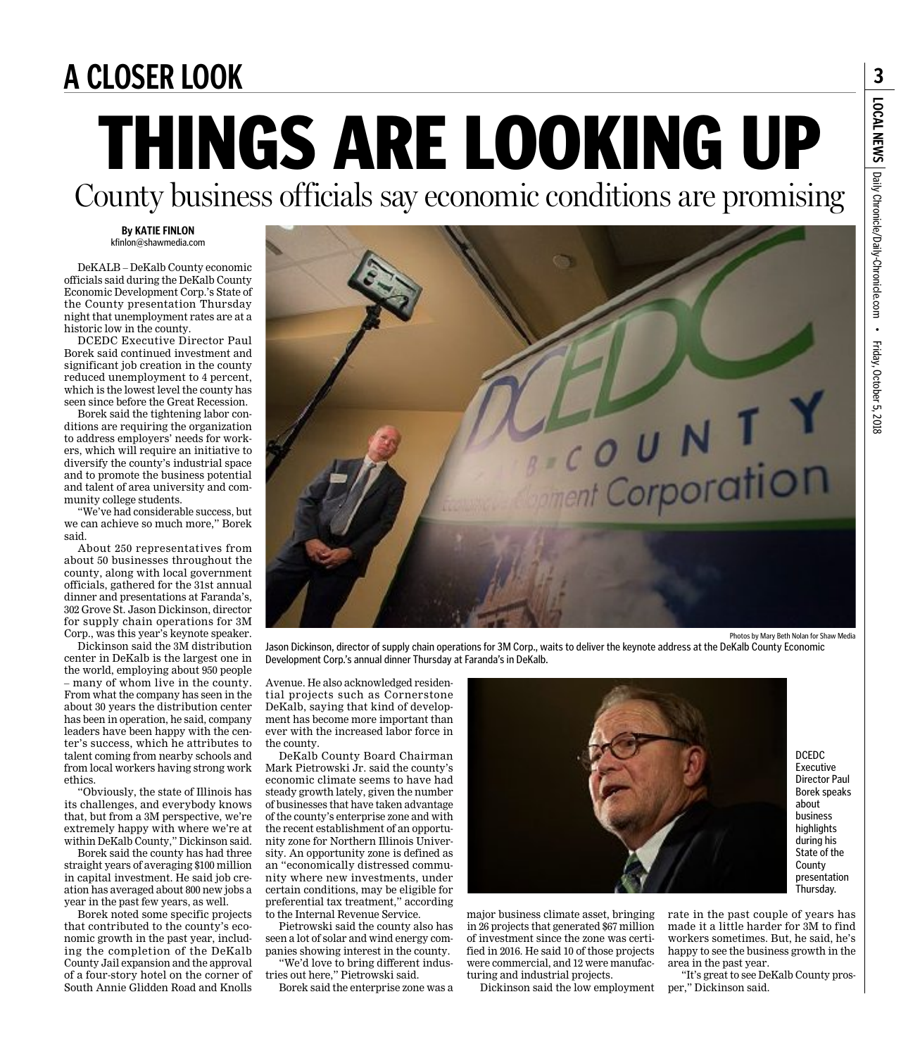## A CLOSER LOOK

# THINGS ARE LOOKING UP

### County business officials say economic conditions are promising

**By KATIE FINLON**
kfinlon@shawmedia.com

DeKALB – DeKalb County economic officials said during the DeKalb County Economic Development Corp.'s State of the County presentation Thursday night that unemployment rates are at a historic low in the county.

DCEDC Executive Director Paul Borek said continued investment and significant job creation in the county reduced unemployment to 4 percent, which is the lowest level the county has seen since before the Great Recession.

Borek said the tightening labor conditions are requiring the organization to address employers' needs for workers, which will require an initiative to diversify the county's industrial space and to promote the business potential and talent of area university and community college students.

"We've had considerable success, but we can achieve so much more," Borek said.

About 250 representatives from about 50 businesses throughout the county, along with local government officials, gathered for the 31st annual dinner and presentations at Faranda's, 302 Grove St. Jason Dickinson, director for supply chain operations for 3M Corp., was this year's keynote speaker.

Dickinson said the 3M distribution center in DeKalb is the largest one in the world, employing about 950 people – many of whom live in the county. From what the company has seen in the about 30 years the distribution center has been in operation, he said, company leaders have been happy with the center's success, which he attributes to talent coming from nearby schools and from local workers having strong work ethics.

"Obviously, the state of Illinois has its challenges, and everybody knows that, but from a 3M perspective, we're extremely happy with where we're at within DeKalb County," Dickinson said.

Borek said the county has had three straight years of averaging $100 million in capital investment. He said job creation has averaged about 800 new jobs a year in the past few years, as well.

Borek noted some specific projects that contributed to the county's economic growth in the past year, including the completion of the DeKalb County Jail expansion and the approval of a four-story hotel on the corner of South Annie Glidden Road and Knolls Avenue. He also acknowledged residential projects such as Cornerstone DeKalb, saying that kind of development has become more important than ever with the increased labor force in the county.

Photos by Mary Beth Nolan for Shaw Media

Jason Dickinson, director of supply chain operations for 3M Corp., waits to deliver the keynote address at the DeKalb County Economic Development Corp.'s annual dinner Thursday at Faranda's in DeKalb.

DeKalb County Board Chairman Mark Pietrowski Jr. said the county's economic climate seems to have had steady growth lately, given the number of businesses that have taken advantage of the county's enterprise zone and with the recent establishment of an opportunity zone for Northern Illinois University. An opportunity zone is defined as an "economically distressed community where new investments, under certain conditions, may be eligible for preferential tax treatment," according to the Internal Revenue Service.

Pietrowski said the county also has seen a lot of solar and wind energy companies showing interest in the county.

"We'd love to bring different industries out here," Pietrowski said.

Borek said the enterprise zone was a major business climate asset, bringing in 26 projects that generated $67 million of investment since the zone was certified in 2016. He said 10 of those projects were commercial, and 12 were manufacturing and industrial projects.

Dickinson said the low employment rate in the past couple of years has made it a little harder for 3M to find workers sometimes. But, he said, he's happy to see the business growth in the area in the past year.

"It's great to see DeKalb County prosper," Dickinson said.

DCEDC Executive Director Paul Borek speaks about business highlights during his State of the County presentation Thursday.